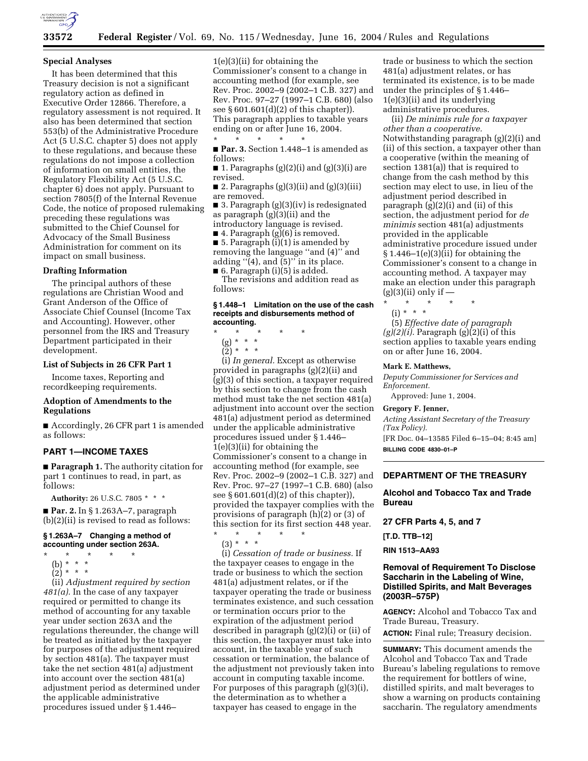**Special Analyses**

It has been determined that this Treasury decision is not a significant regulatory action as defined in Executive Order 12866. Therefore, a regulatory assessment is not required. It also has been determined that section 553(b) of the Administrative Procedure Act (5 U.S.C. chapter 5) does not apply to these regulations, and because these regulations do not impose a collection of information on small entities, the Regulatory Flexibility Act (5 U.S.C. chapter 6) does not apply. Pursuant to section 7805(f) of the Internal Revenue Code, the notice of proposed rulemaking preceding these regulations was submitted to the Chief Counsel for Advocacy of the Small Business Administration for comment on its impact on small business.

**Drafting Information**

The principal authors of these regulations are Christian Wood and Grant Anderson of the Office of Associate Chief Counsel (Income Tax and Accounting). However, other personnel from the IRS and Treasury Department participated in their development.

**List of Subjects in 26 CFR Part 1**

Income taxes, Reporting and recordkeeping requirements.

**Adoption of Amendments to the Regulations**

■ Accordingly, 26 CFR part 1 is amended as follows:

**PART 1—INCOME TAXES**

■ **Paragraph 1.** The authority citation for part 1 continues to read, in part, as follows:

**Authority:** 26 U.S.C. 7805 * * *

■ **Par. 2.** In § 1.263A–7, paragraph (b)(2)(ii) is revised to read as follows:

**§ 1.263A–7 Changing a method of accounting under section 263A.**

\* \* \* \* \*

(b) * * *

(2) * * *

(ii) *Adjustment required by section 481(a).* In the case of any taxpayer required or permitted to change its method of accounting for any taxable year under section 263A and the regulations thereunder, the change will be treated as initiated by the taxpayer for purposes of the adjustment required by section 481(a). The taxpayer must take the net section 481(a) adjustment into account over the section 481(a) adjustment period as determined under the applicable administrative procedures issued under § 1.446–1(e)(3)(ii) for obtaining the Commissioner's consent to a change in accounting method (for example, see Rev. Proc. 2002–9 (2002–1 C.B. 327) and Rev. Proc. 97–27 (1997–1 C.B. 680) (also see § 601.601(d)(2) of this chapter)). This paragraph applies to taxable years ending on or after June 16, 2004.

\* \* \* \* \*

■ **Par. 3.** Section 1.448–1 is amended as follows:

■ 1. Paragraphs (g)(2)(i) and (g)(3)(i) are revised.

■ 2. Paragraphs (g)(3)(ii) and (g)(3)(iii) are removed.

■ 3. Paragraph (g)(3)(iv) is redesignated as paragraph (g)(3)(ii) and the introductory language is revised.

■ 4. Paragraph (g)(6) is removed.

■ 5. Paragraph (i)(1) is amended by removing the language "and (4)" and adding "(4), and (5)" in its place.

■ 6. Paragraph (i)(5) is added.

The revisions and addition read as follows:

**§ 1.448–1 Limitation on the use of the cash receipts and disbursements method of accounting.**

\* \* \* \* \*

(g) * * *

(2) * * *

(i) *In general.* Except as otherwise provided in paragraphs (g)(2)(ii) and (g)(3) of this section, a taxpayer required by this section to change from the cash method must take the net section 481(a) adjustment into account over the section 481(a) adjustment period as determined under the applicable administrative procedures issued under § 1.446–1(e)(3)(ii) for obtaining the Commissioner's consent to a change in accounting method (for example, see Rev. Proc. 2002–9 (2002–1 C.B. 327) and Rev. Proc. 97–27 (1997–1 C.B. 680) (also see § 601.601(d)(2) of this chapter)), provided the taxpayer complies with the provisions of paragraph (h)(2) or (3) of this section for its first section 448 year.

\* \* \* \* \*

(3) * * *

(i) *Cessation of trade or business.* If the taxpayer ceases to engage in the trade or business to which the section 481(a) adjustment relates, or if the taxpayer operating the trade or business terminates existence, and such cessation or termination occurs prior to the expiration of the adjustment period described in paragraph (g)(2)(i) or (ii) of this section, the taxpayer must take into account, in the taxable year of such cessation or termination, the balance of the adjustment not previously taken into account in computing taxable income. For purposes of this paragraph (g)(3)(i), the determination as to whether a taxpayer has ceased to engage in the trade or business to which the section 481(a) adjustment relates, or has terminated its existence, is to be made under the principles of § 1.446–1(e)(3)(ii) and its underlying administrative procedures.

(ii) *De minimis rule for a taxpayer other than a cooperative.* Notwithstanding paragraph (g)(2)(i) and (ii) of this section, a taxpayer other than a cooperative (within the meaning of section 1381(a)) that is required to change from the cash method by this section may elect to use, in lieu of the adjustment period described in paragraph (g)(2)(i) and (ii) of this section, the adjustment period for *de minimis* section 481(a) adjustments provided in the applicable administrative procedure issued under § 1.446–1(e)(3)(ii) for obtaining the Commissioner's consent to a change in accounting method. A taxpayer may make an election under this paragraph (g)(3)(ii) only if —

\* \* \* \* \*

(i) * * *

(5) *Effective date of paragraph (g)(2)(i).* Paragraph (g)(2)(i) of this section applies to taxable years ending on or after June 16, 2004.

**Mark E. Matthews,**
*Deputy Commissioner for Services and Enforcement.*

Approved: June 1, 2004.

**Gregory F. Jenner,**
*Acting Assistant Secretary of the Treasury (Tax Policy).*

[FR Doc. 04–13585 Filed 6–15–04; 8:45 am]

**BILLING CODE 4830–01–P**

---

## DEPARTMENT OF THE TREASURY

### Alcohol and Tobacco Tax and Trade Bureau

### 27 CFR Parts 4, 5, and 7

**[T.D. TTB–12]**

**RIN 1513–AA93**

### Removal of Requirement To Disclose Saccharin in the Labeling of Wine, Distilled Spirits, and Malt Beverages (2003R–575P)

**AGENCY:** Alcohol and Tobacco Tax and Trade Bureau, Treasury.

**ACTION:** Final rule; Treasury decision.

**SUMMARY:** This document amends the Alcohol and Tobacco Tax and Trade Bureau's labeling regulations to remove the requirement for bottlers of wine, distilled spirits, and malt beverages to show a warning on products containing saccharin. The regulatory amendments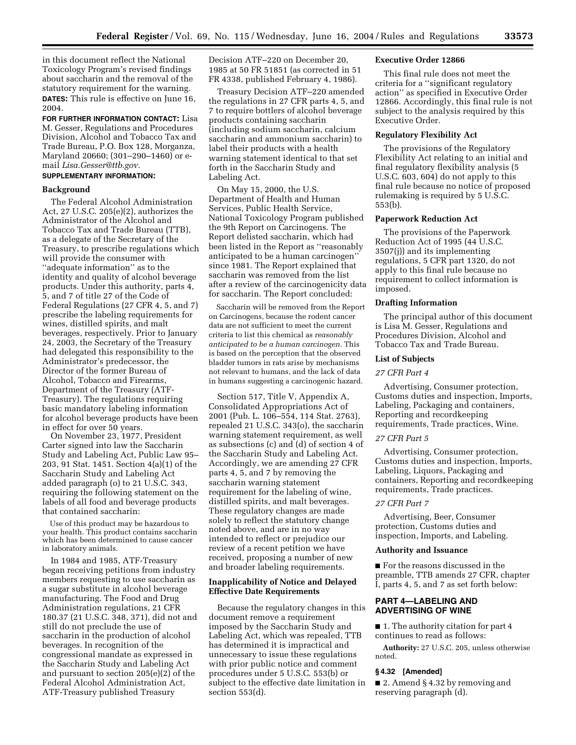in this document reflect the National Toxicology Program's revised findings about saccharin and the removal of the statutory requirement for the warning.

**DATES:** This rule is effective on June 16, 2004.

**FOR FURTHER INFORMATION CONTACT:** Lisa M. Gesser, Regulations and Procedures Division, Alcohol and Tobacco Tax and Trade Bureau, P.O. Box 128, Morganza, Maryland 20660; (301–290–1460) or e-mail *Lisa.Gesser@ttb.gov.*

**SUPPLEMENTARY INFORMATION:**

## Background

The Federal Alcohol Administration Act, 27 U.S.C. 205(e)(2), authorizes the Administrator of the Alcohol and Tobacco Tax and Trade Bureau (TTB), as a delegate of the Secretary of the Treasury, to prescribe regulations which will provide the consumer with ''adequate information'' as to the identity and quality of alcohol beverage products. Under this authority, parts 4, 5, and 7 of title 27 of the Code of Federal Regulations (27 CFR 4, 5, and 7) prescribe the labeling requirements for wines, distilled spirits, and malt beverages, respectively. Prior to January 24, 2003, the Secretary of the Treasury had delegated this responsibility to the Administrator's predecessor, the Director of the former Bureau of Alcohol, Tobacco and Firearms, Department of the Treasury (ATF-Treasury). The regulations requiring basic mandatory labeling information for alcohol beverage products have been in effect for over 50 years.

On November 23, 1977, President Carter signed into law the Saccharin Study and Labeling Act, Public Law 95–203, 91 Stat. 1451. Section 4(a)(1) of the Saccharin Study and Labeling Act added paragraph (o) to 21 U.S.C. 343, requiring the following statement on the labels of all food and beverage products that contained saccharin:

> Use of this product may be hazardous to your health. This product contains saccharin which has been determined to cause cancer in laboratory animals.

In 1984 and 1985, ATF-Treasury began receiving petitions from industry members requesting to use saccharin as a sugar substitute in alcohol beverage manufacturing. The Food and Drug Administration regulations, 21 CFR 180.37 (21 U.S.C. 348, 371), did not and still do not preclude the use of saccharin in the production of alcohol beverages. In recognition of the congressional mandate as expressed in the Saccharin Study and Labeling Act and pursuant to section 205(e)(2) of the Federal Alcohol Administration Act, ATF-Treasury published Treasury Decision ATF–220 on December 20, 1985 at 50 FR 51851 (as corrected in 51 FR 4338, published February 4, 1986).

Treasury Decision ATF–220 amended the regulations in 27 CFR parts 4, 5, and 7 to require bottlers of alcohol beverage products containing saccharin (including sodium saccharin, calcium saccharin and ammonium saccharin) to label their products with a health warning statement identical to that set forth in the Saccharin Study and Labeling Act.

On May 15, 2000, the U.S. Department of Health and Human Services, Public Health Service, National Toxicology Program published the 9th Report on Carcinogens. The Report delisted saccharin, which had been listed in the Report as ''reasonably anticipated to be a human carcinogen'' since 1981. The Report explained that saccharin was removed from the list after a review of the carcinogenicity data for saccharin. The Report concluded:

> Saccharin will be removed from the Report on Carcinogens, because the rodent cancer data are not sufficient to meet the current criteria to list this chemical as *reasonably anticipated to be a human carcinogen.* This is based on the perception that the observed bladder tumors in rats arise by mechanisms not relevant to humans, and the lack of data in humans suggesting a carcinogenic hazard.

Section 517, Title V, Appendix A, Consolidated Appropriations Act of 2001 (Pub. L. 106–554, 114 Stat. 2763), repealed 21 U.S.C. 343(o), the saccharin warning statement requirement, as well as subsections (c) and (d) of section 4 of the Saccharin Study and Labeling Act. Accordingly, we are amending 27 CFR parts 4, 5, and 7 by removing the saccharin warning statement requirement for the labeling of wine, distilled spirits, and malt beverages. These regulatory changes are made solely to reflect the statutory change noted above, and are in no way intended to reflect or prejudice our review of a recent petition we have received, proposing a number of new and broader labeling requirements.

## Inapplicability of Notice and Delayed Effective Date Requirements

Because the regulatory changes in this document remove a requirement imposed by the Saccharin Study and Labeling Act, which was repealed, TTB has determined it is impractical and unnecessary to issue these regulations with prior public notice and comment procedures under 5 U.S.C. 553(b) or subject to the effective date limitation in section 553(d).

## Executive Order 12866

This final rule does not meet the criteria for a ''significant regulatory action'' as specified in Executive Order 12866. Accordingly, this final rule is not subject to the analysis required by this Executive Order.

## Regulatory Flexibility Act

The provisions of the Regulatory Flexibility Act relating to an initial and final regulatory flexibility analysis (5 U.S.C. 603, 604) do not apply to this final rule because no notice of proposed rulemaking is required by 5 U.S.C. 553(b).

## Paperwork Reduction Act

The provisions of the Paperwork Reduction Act of 1995 (44 U.S.C. 3507(j)) and its implementing regulations, 5 CFR part 1320, do not apply to this final rule because no requirement to collect information is imposed.

## Drafting Information

The principal author of this document is Lisa M. Gesser, Regulations and Procedures Division, Alcohol and Tobacco Tax and Trade Bureau.

## List of Subjects

*27 CFR Part 4*

Advertising, Consumer protection, Customs duties and inspection, Imports, Labeling, Packaging and containers, Reporting and recordkeeping requirements, Trade practices, Wine.

*27 CFR Part 5*

Advertising, Consumer protection, Customs duties and inspection, Imports, Labeling, Liquors, Packaging and containers, Reporting and recordkeeping requirements, Trade practices.

*27 CFR Part 7*

Advertising, Beer, Consumer protection, Customs duties and inspection, Imports, and Labeling.

## Authority and Issuance

■ For the reasons discussed in the preamble, TTB amends 27 CFR, chapter I, parts 4, 5, and 7 as set forth below:

## PART 4—LABELING AND ADVERTISING OF WINE

■ 1. The authority citation for part 4 continues to read as follows:

**Authority:** 27 U.S.C. 205, unless otherwise noted.

### § 4.32 [Amended]

■ 2. Amend § 4.32 by removing and reserving paragraph (d).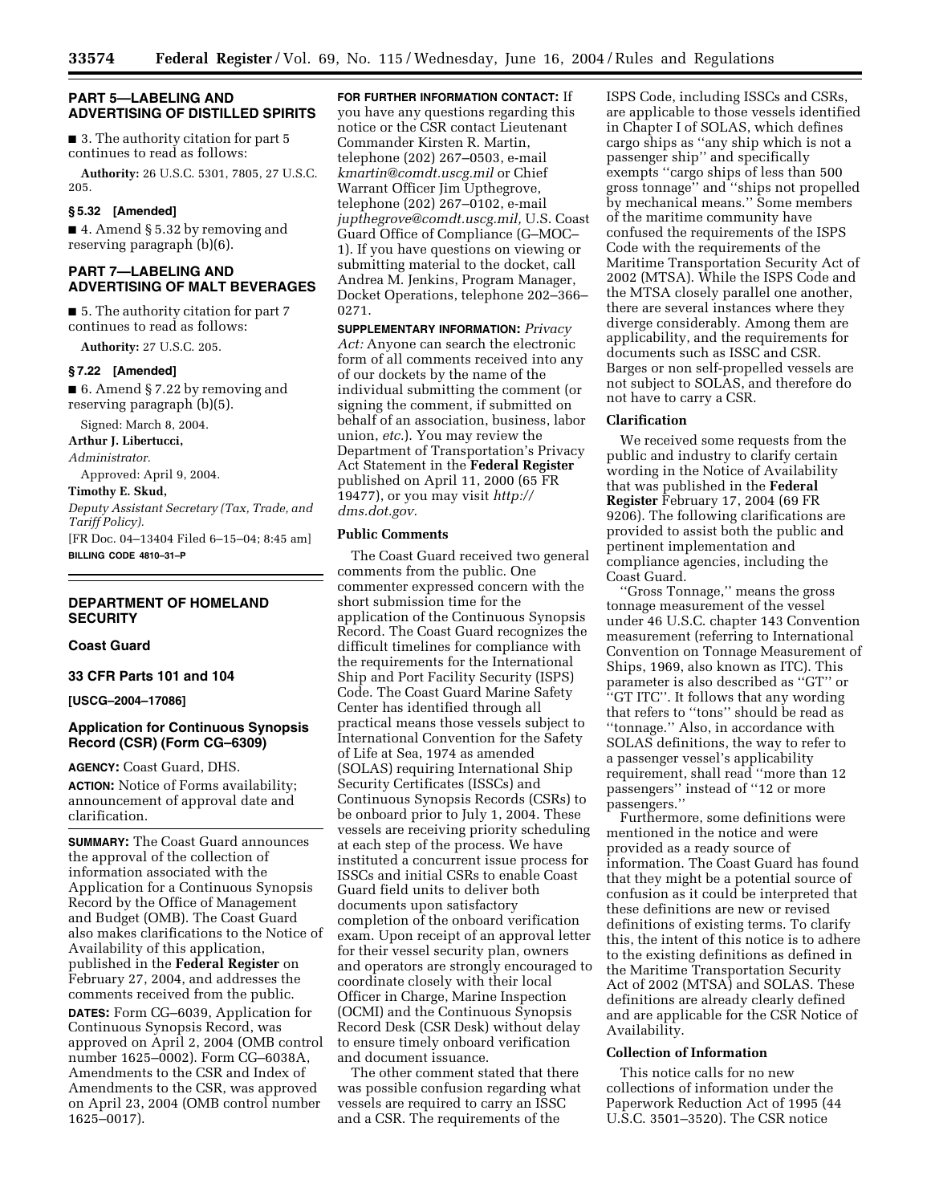## PART 5—LABELING AND ADVERTISING OF DISTILLED SPIRITS

■ 3. The authority citation for part 5 continues to read as follows:

**Authority:** 26 U.S.C. 5301, 7805, 27 U.S.C. 205.

### § 5.32 [Amended]

■ 4. Amend § 5.32 by removing and reserving paragraph (b)(6).

## PART 7—LABELING AND ADVERTISING OF MALT BEVERAGES

■ 5. The authority citation for part 7 continues to read as follows:

**Authority:** 27 U.S.C. 205.

### § 7.22 [Amended]

■ 6. Amend § 7.22 by removing and reserving paragraph (b)(5).

Signed: March 8, 2004.

**Arthur J. Libertucci,**

*Administrator.*

Approved: April 9, 2004.

**Timothy E. Skud,**

*Deputy Assistant Secretary (Tax, Trade, and Tariff Policy).*

[FR Doc. 04–13404 Filed 6–15–04; 8:45 am]

**BILLING CODE 4810–31–P**

---

## DEPARTMENT OF HOMELAND SECURITY

### Coast Guard

### 33 CFR Parts 101 and 104

### [USCG–2004–17086]

## Application for Continuous Synopsis Record (CSR) (Form CG–6309)

**AGENCY:** Coast Guard, DHS.

**ACTION:** Notice of Forms availability; announcement of approval date and clarification.

**SUMMARY:** The Coast Guard announces the approval of the collection of information associated with the Application for a Continuous Synopsis Record by the Office of Management and Budget (OMB). The Coast Guard also makes clarifications to the Notice of Availability of this application, published in the **Federal Register** on February 27, 2004, and addresses the comments received from the public.

**DATES:** Form CG–6039, Application for Continuous Synopsis Record, was approved on April 2, 2004 (OMB control number 1625–0002). Form CG–6038A, Amendments to the CSR and Index of Amendments to the CSR, was approved on April 23, 2004 (OMB control number 1625–0017).

**FOR FURTHER INFORMATION CONTACT:** If you have any questions regarding this notice or the CSR contact Lieutenant Commander Kirsten R. Martin, telephone (202) 267–0503, e-mail *kmartin@comdt.uscg.mil* or Chief Warrant Officer Jim Upthegrove, telephone (202) 267–0102, e-mail *jupthegrove@comdt.uscg.mil,* U.S. Coast Guard Office of Compliance (G–MOC–1). If you have questions on viewing or submitting material to the docket, call Andrea M. Jenkins, Program Manager, Docket Operations, telephone 202–366–0271.

**SUPPLEMENTARY INFORMATION:** *Privacy Act:* Anyone can search the electronic form of all comments received into any of our dockets by the name of the individual submitting the comment (or signing the comment, if submitted on behalf of an association, business, labor union, *etc.*). You may review the Department of Transportation's Privacy Act Statement in the **Federal Register** published on April 11, 2000 (65 FR 19477), or you may visit *http://dms.dot.gov.*

### Public Comments

The Coast Guard received two general comments from the public. One commenter expressed concern with the short submission time for the application of the Continuous Synopsis Record. The Coast Guard recognizes the difficult timelines for compliance with the requirements for the International Ship and Port Facility Security (ISPS) Code. The Coast Guard Marine Safety Center has identified through all practical means those vessels subject to International Convention for the Safety of Life at Sea, 1974 as amended (SOLAS) requiring International Ship Security Certificates (ISSCs) and Continuous Synopsis Records (CSRs) to be onboard prior to July 1, 2004. These vessels are receiving priority scheduling at each step of the process. We have instituted a concurrent issue process for ISSCs and initial CSRs to enable Coast Guard field units to deliver both documents upon satisfactory completion of the onboard verification exam. Upon receipt of an approval letter for their vessel security plan, owners and operators are strongly encouraged to coordinate closely with their local Officer in Charge, Marine Inspection (OCMI) and the Continuous Synopsis Record Desk (CSR Desk) without delay to ensure timely onboard verification and document issuance.

The other comment stated that there was possible confusion regarding what vessels are required to carry an ISSC and a CSR. The requirements of the ISPS Code, including ISSCs and CSRs, are applicable to those vessels identified in Chapter I of SOLAS, which defines cargo ships as "any ship which is not a passenger ship" and specifically exempts "cargo ships of less than 500 gross tonnage" and "ships not propelled by mechanical means." Some members of the maritime community have confused the requirements of the ISPS Code with the requirements of the Maritime Transportation Security Act of 2002 (MTSA). While the ISPS Code and the MTSA closely parallel one another, there are several instances where they diverge considerably. Among them are applicability, and the requirements for documents such as ISSC and CSR. Barges or non self-propelled vessels are not subject to SOLAS, and therefore do not have to carry a CSR.

### Clarification

We received some requests from the public and industry to clarify certain wording in the Notice of Availability that was published in the **Federal Register** February 17, 2004 (69 FR 9206). The following clarifications are provided to assist both the public and pertinent implementation and compliance agencies, including the Coast Guard.

"Gross Tonnage," means the gross tonnage measurement of the vessel under 46 U.S.C. chapter 143 Convention measurement (referring to International Convention on Tonnage Measurement of Ships, 1969, also known as ITC). This parameter is also described as "GT" or "GT ITC". It follows that any wording that refers to "tons" should be read as "tonnage." Also, in accordance with SOLAS definitions, the way to refer to a passenger vessel's applicability requirement, shall read "more than 12 passengers" instead of "12 or more passengers."

Furthermore, some definitions were mentioned in the notice and were provided as a ready source of information. The Coast Guard has found that they might be a potential source of confusion as it could be interpreted that these definitions are new or revised definitions of existing terms. To clarify this, the intent of this notice is to adhere to the existing definitions as defined in the Maritime Transportation Security Act of 2002 (MTSA) and SOLAS. These definitions are already clearly defined and are applicable for the CSR Notice of Availability.

### Collection of Information

This notice calls for no new collections of information under the Paperwork Reduction Act of 1995 (44 U.S.C. 3501–3520). The CSR notice